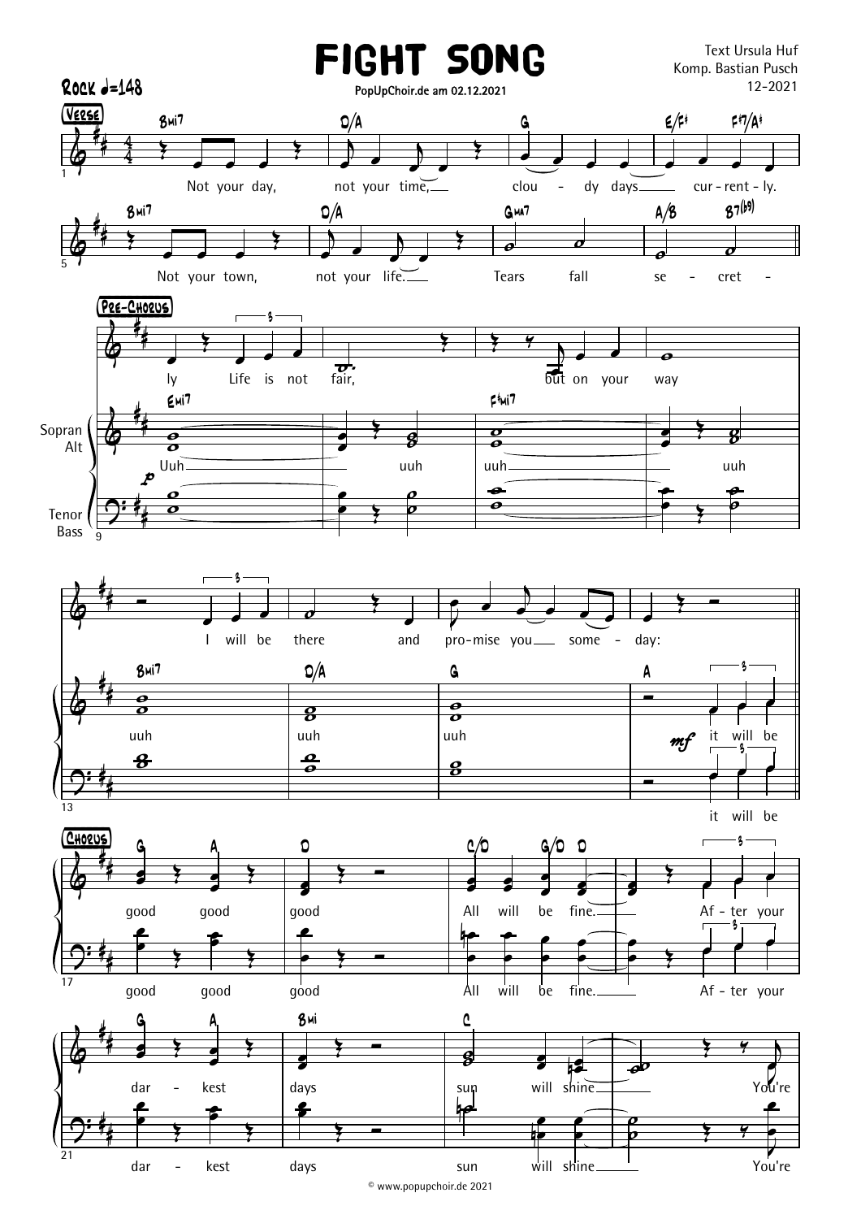# FIGHT SONG

PopUpChoir.de am 02.12.2021

Text Ursula Huf
Komp. Bastian Pusch
12-2021

Rock ♩=148

**Verse**

Not your day, not your time, clou - dy days cur - rent - ly.

Not your town, not your life. Tears fall se - cret - ly

**Pre-Chorus**

Life is not fair, but on your way

Uuh uuh uuh uuh

I will be there and pro-mise you some - day:

uuh uuh uuh it will be

**Chorus**

good good good All will be fine. Af - ter your

dar - kest days sun will shine You're

© www.popupchoir.de 2021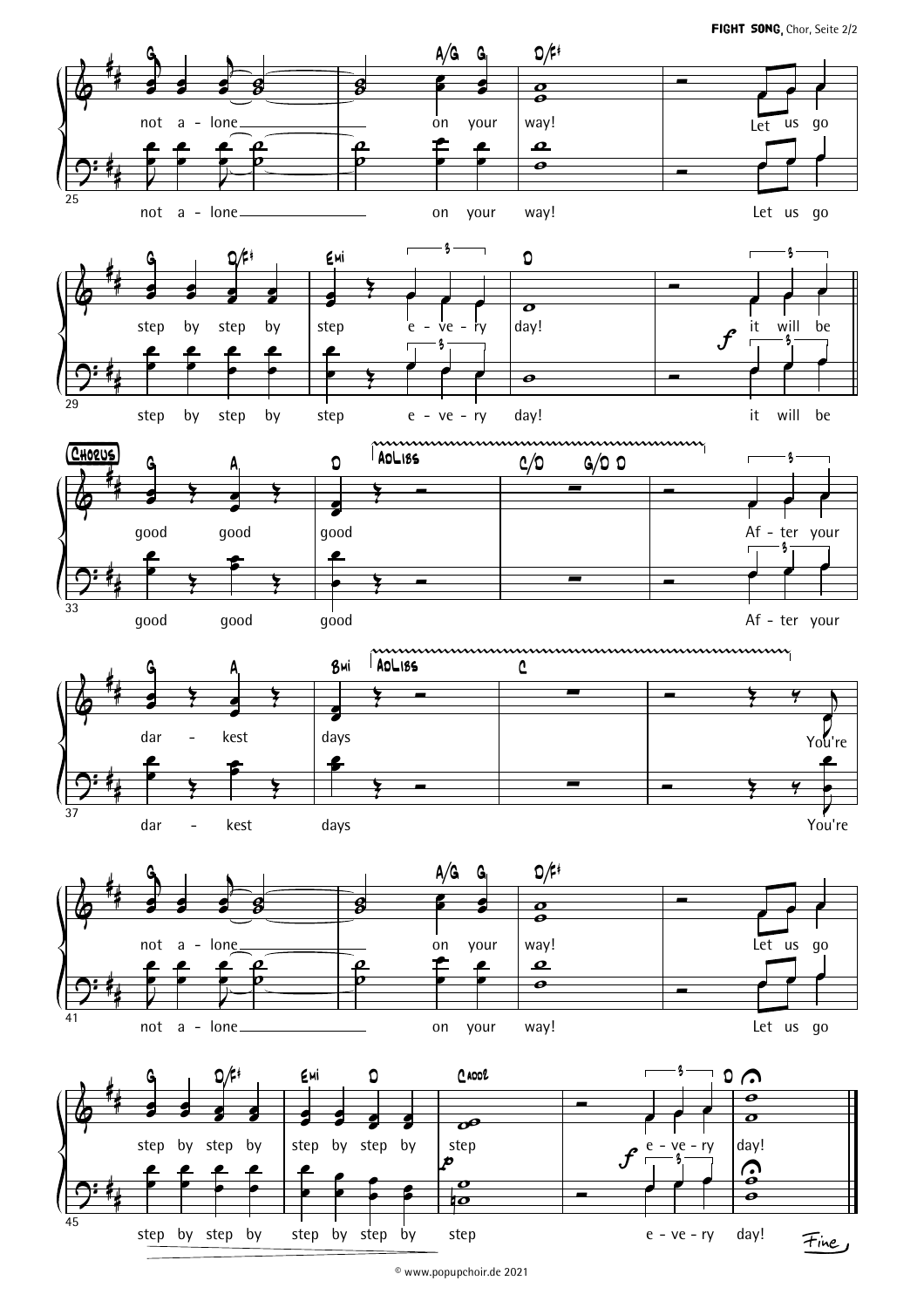not a - lone on your way! Let us go

step by step by step e - ve - ry day! it will be

**Chorus**

good good good Af - ter your

dar - kest days You're

not a - lone on your way! Let us go

step by step by step by step by step e - ve - ry day!

Fine

© www.popupchoir.de 2021